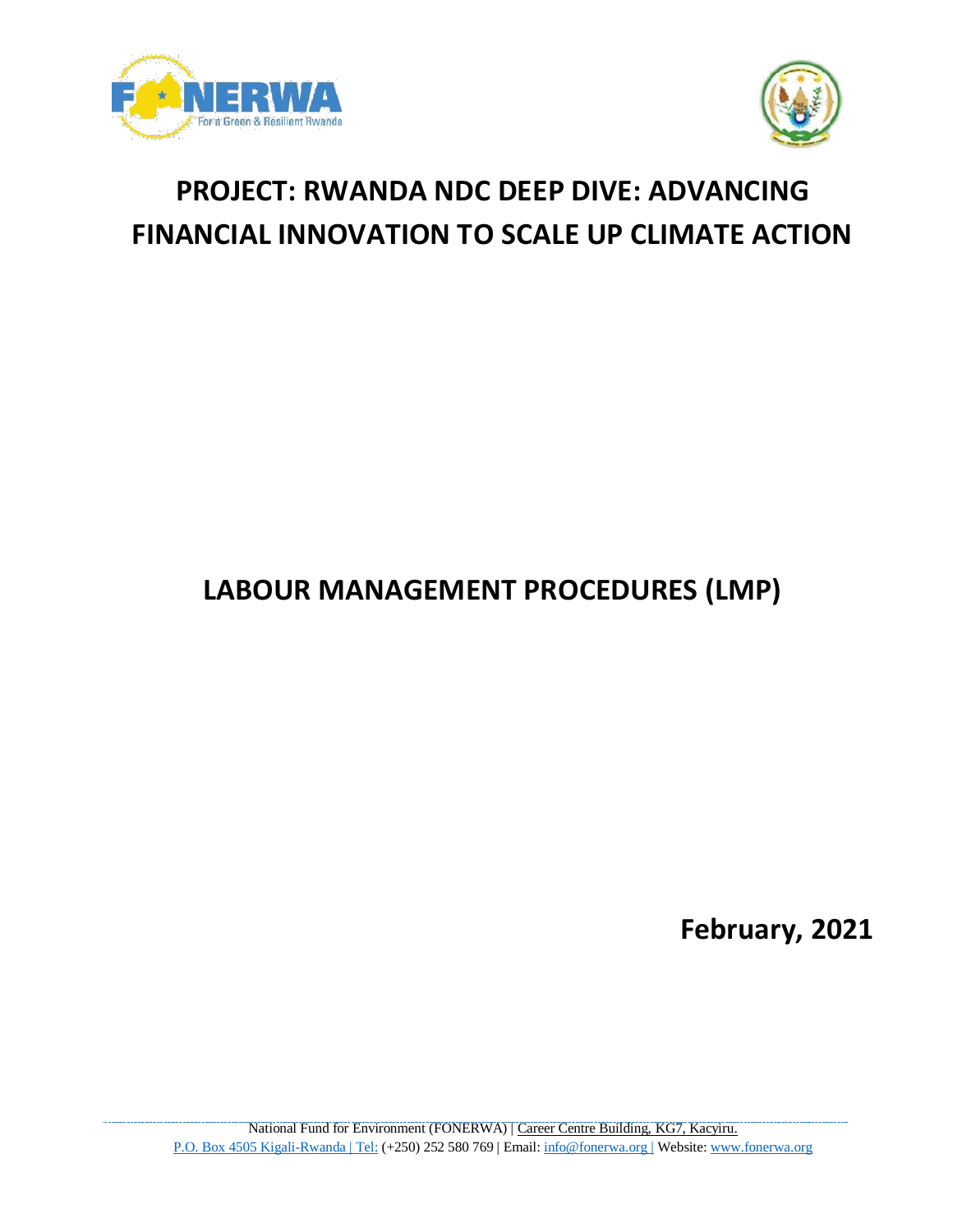# PROJECT: RWANDA NDC DEEP DIVE: ADVANCING FINANCIAL INNOVATION TO SCALE UP CLIMATE ACTION

# LABOUR MANAGEMENT PROCEDURES (LMP)

**February, 2021**

National Fund for Environment (FONERWA) | Career Centre Building, KG7, Kacyiru.
P.O. Box 4505 Kigali-Rwanda | Tel: (+250) 252 580 769 | Email: info@fonerwa.org | Website: www.fonerwa.org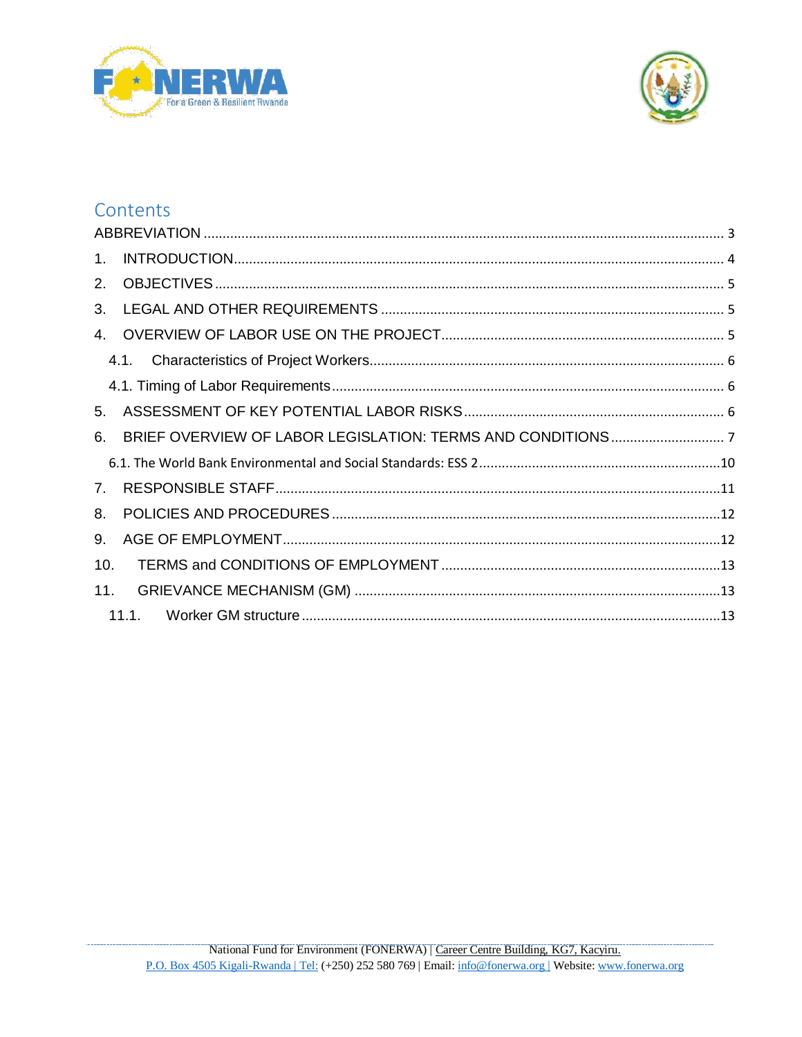# Contents

ABBREVIATION ........................................................................................................................................ 3

1. INTRODUCTION................................................................................................................................ 4

2. OBJECTIVES .................................................................................................................................... 5

3. LEGAL AND OTHER REQUIREMENTS .......................................................................................... 5

4. OVERVIEW OF LABOR USE ON THE PROJECT........................................................................... 5

   4.1. Characteristics of Project Workers............................................................................................ 6

   4.1. Timing of Labor Requirements...................................................................................................... 6

5. ASSESSMENT OF KEY POTENTIAL LABOR RISKS.................................................................... 6

6. BRIEF OVERVIEW OF LABOR LEGISLATION: TERMS AND CONDITIONS .............................. 7

   6.1. The World Bank Environmental and Social Standards: ESS 2...............................................................10

7. RESPONSIBLE STAFF.....................................................................................................................11

8. POLICIES AND PROCEDURES .....................................................................................................12

9. AGE OF EMPLOYMENT...................................................................................................................12

10. TERMS and CONDITIONS OF EMPLOYMENT ..........................................................................13

11. GRIEVANCE MECHANISM (GM) ................................................................................................13

   11.1. Worker GM structure ..............................................................................................................13

National Fund for Environment (FONERWA) | Career Centre Building, KG7, Kacyiru.
P.O. Box 4505 Kigali-Rwanda | Tel: (+250) 252 580 769 | Email: info@fonerwa.org | Website: www.fonerwa.org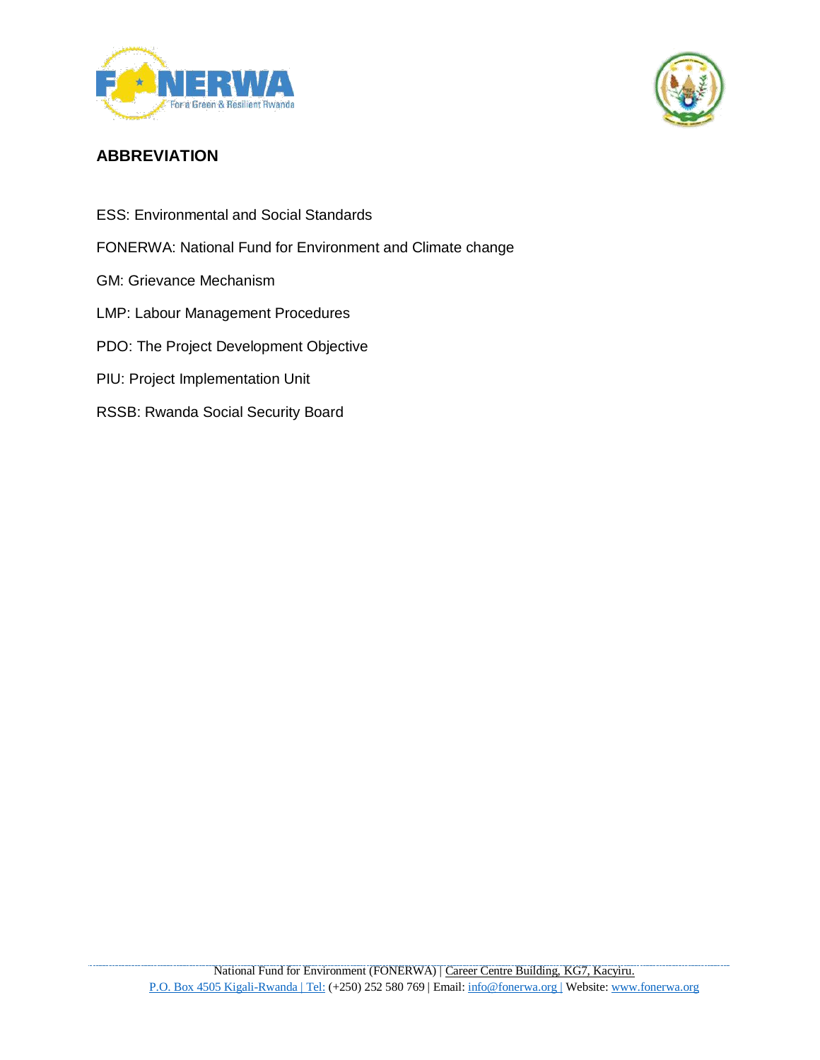## ABBREVIATION

ESS: Environmental and Social Standards

FONERWA: National Fund for Environment and Climate change

GM: Grievance Mechanism

LMP: Labour Management Procedures

PDO: The Project Development Objective

PIU: Project Implementation Unit

RSSB: Rwanda Social Security Board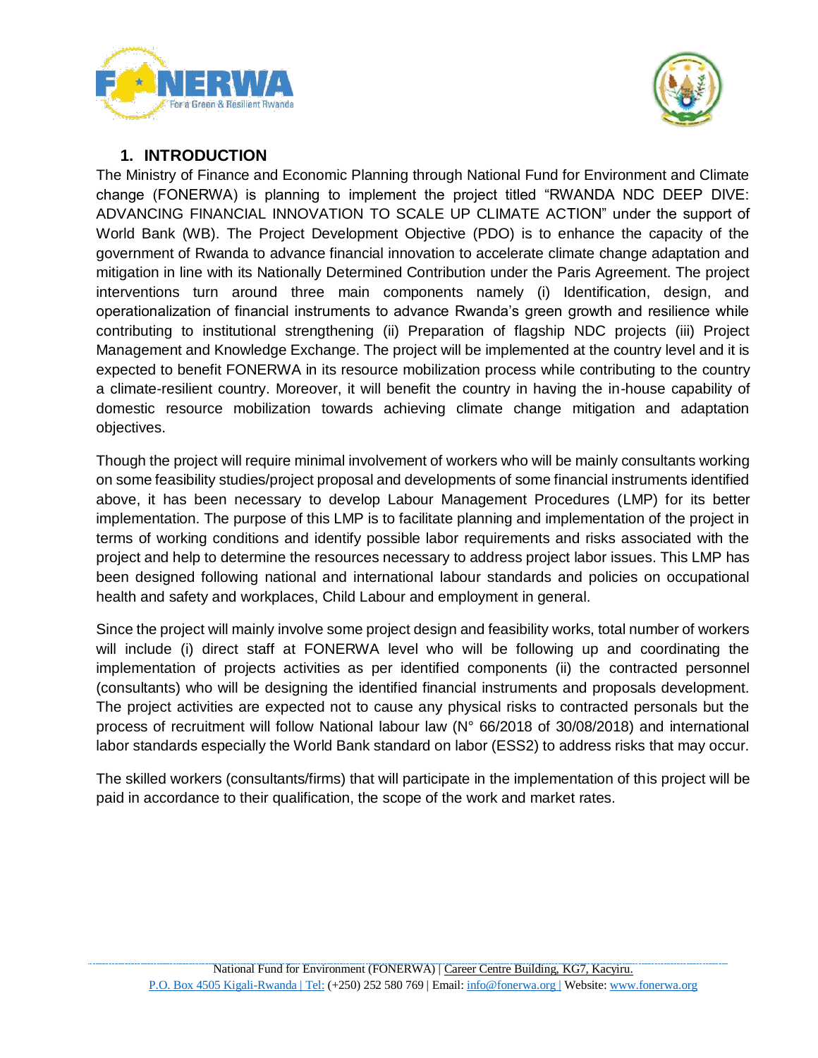## 1. INTRODUCTION

The Ministry of Finance and Economic Planning through National Fund for Environment and Climate change (FONERWA) is planning to implement the project titled "RWANDA NDC DEEP DIVE: ADVANCING FINANCIAL INNOVATION TO SCALE UP CLIMATE ACTION" under the support of World Bank (WB). The Project Development Objective (PDO) is to enhance the capacity of the government of Rwanda to advance financial innovation to accelerate climate change adaptation and mitigation in line with its Nationally Determined Contribution under the Paris Agreement. The project interventions turn around three main components namely (i) Identification, design, and operationalization of financial instruments to advance Rwanda's green growth and resilience while contributing to institutional strengthening (ii) Preparation of flagship NDC projects (iii) Project Management and Knowledge Exchange. The project will be implemented at the country level and it is expected to benefit FONERWA in its resource mobilization process while contributing to the country a climate-resilient country. Moreover, it will benefit the country in having the in-house capability of domestic resource mobilization towards achieving climate change mitigation and adaptation objectives.

Though the project will require minimal involvement of workers who will be mainly consultants working on some feasibility studies/project proposal and developments of some financial instruments identified above, it has been necessary to develop Labour Management Procedures (LMP) for its better implementation. The purpose of this LMP is to facilitate planning and implementation of the project in terms of working conditions and identify possible labor requirements and risks associated with the project and help to determine the resources necessary to address project labor issues. This LMP has been designed following national and international labour standards and policies on occupational health and safety and workplaces, Child Labour and employment in general.

Since the project will mainly involve some project design and feasibility works, total number of workers will include (i) direct staff at FONERWA level who will be following up and coordinating the implementation of projects activities as per identified components (ii) the contracted personnel (consultants) who will be designing the identified financial instruments and proposals development. The project activities are expected not to cause any physical risks to contracted personals but the process of recruitment will follow National labour law (N° 66/2018 of 30/08/2018) and international labor standards especially the World Bank standard on labor (ESS2) to address risks that may occur.

The skilled workers (consultants/firms) that will participate in the implementation of this project will be paid in accordance to their qualification, the scope of the work and market rates.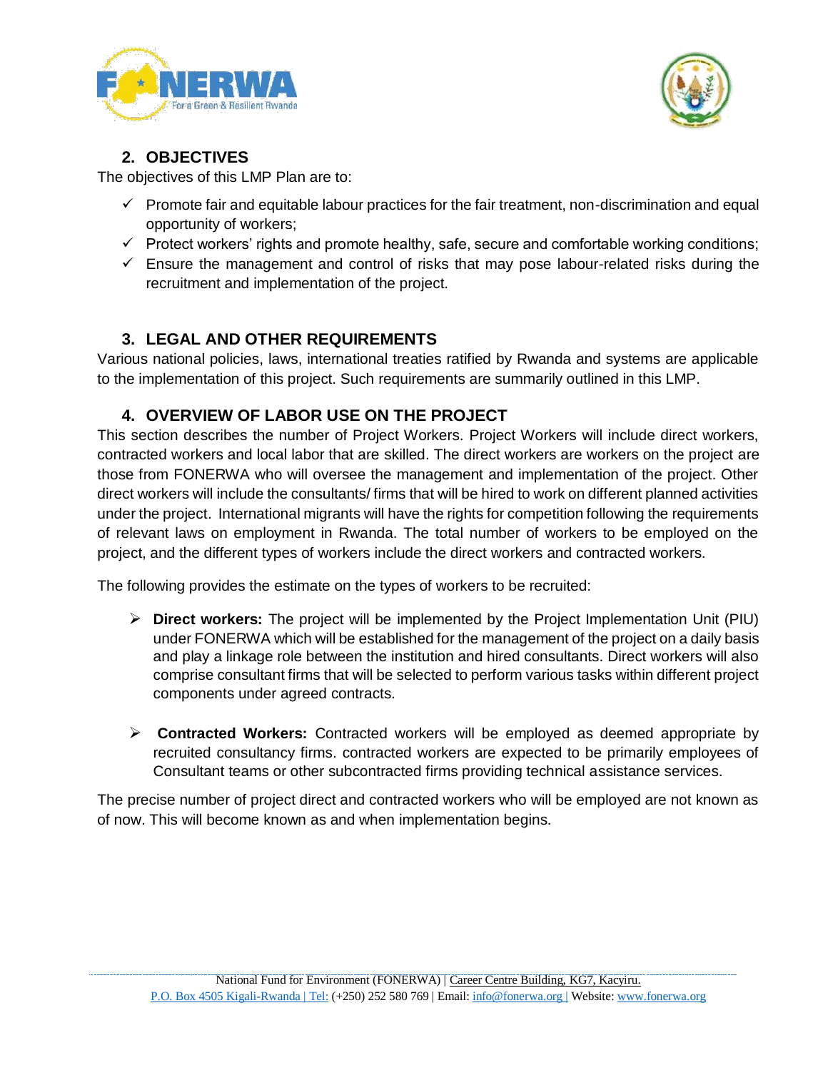## 2. OBJECTIVES

The objectives of this LMP Plan are to:

- ✓ Promote fair and equitable labour practices for the fair treatment, non-discrimination and equal opportunity of workers;
- ✓ Protect workers' rights and promote healthy, safe, secure and comfortable working conditions;
- ✓ Ensure the management and control of risks that may pose labour-related risks during the recruitment and implementation of the project.

## 3. LEGAL AND OTHER REQUIREMENTS

Various national policies, laws, international treaties ratified by Rwanda and systems are applicable to the implementation of this project. Such requirements are summarily outlined in this LMP.

## 4. OVERVIEW OF LABOR USE ON THE PROJECT

This section describes the number of Project Workers. Project Workers will include direct workers, contracted workers and local labor that are skilled. The direct workers are workers on the project are those from FONERWA who will oversee the management and implementation of the project. Other direct workers will include the consultants/ firms that will be hired to work on different planned activities under the project. International migrants will have the rights for competition following the requirements of relevant laws on employment in Rwanda. The total number of workers to be employed on the project, and the different types of workers include the direct workers and contracted workers.

The following provides the estimate on the types of workers to be recruited:

- ➢ **Direct workers:** The project will be implemented by the Project Implementation Unit (PIU) under FONERWA which will be established for the management of the project on a daily basis and play a linkage role between the institution and hired consultants. Direct workers will also comprise consultant firms that will be selected to perform various tasks within different project components under agreed contracts.

- ➢ **Contracted Workers:** Contracted workers will be employed as deemed appropriate by recruited consultancy firms. contracted workers are expected to be primarily employees of Consultant teams or other subcontracted firms providing technical assistance services.

The precise number of project direct and contracted workers who will be employed are not known as of now. This will become known as and when implementation begins.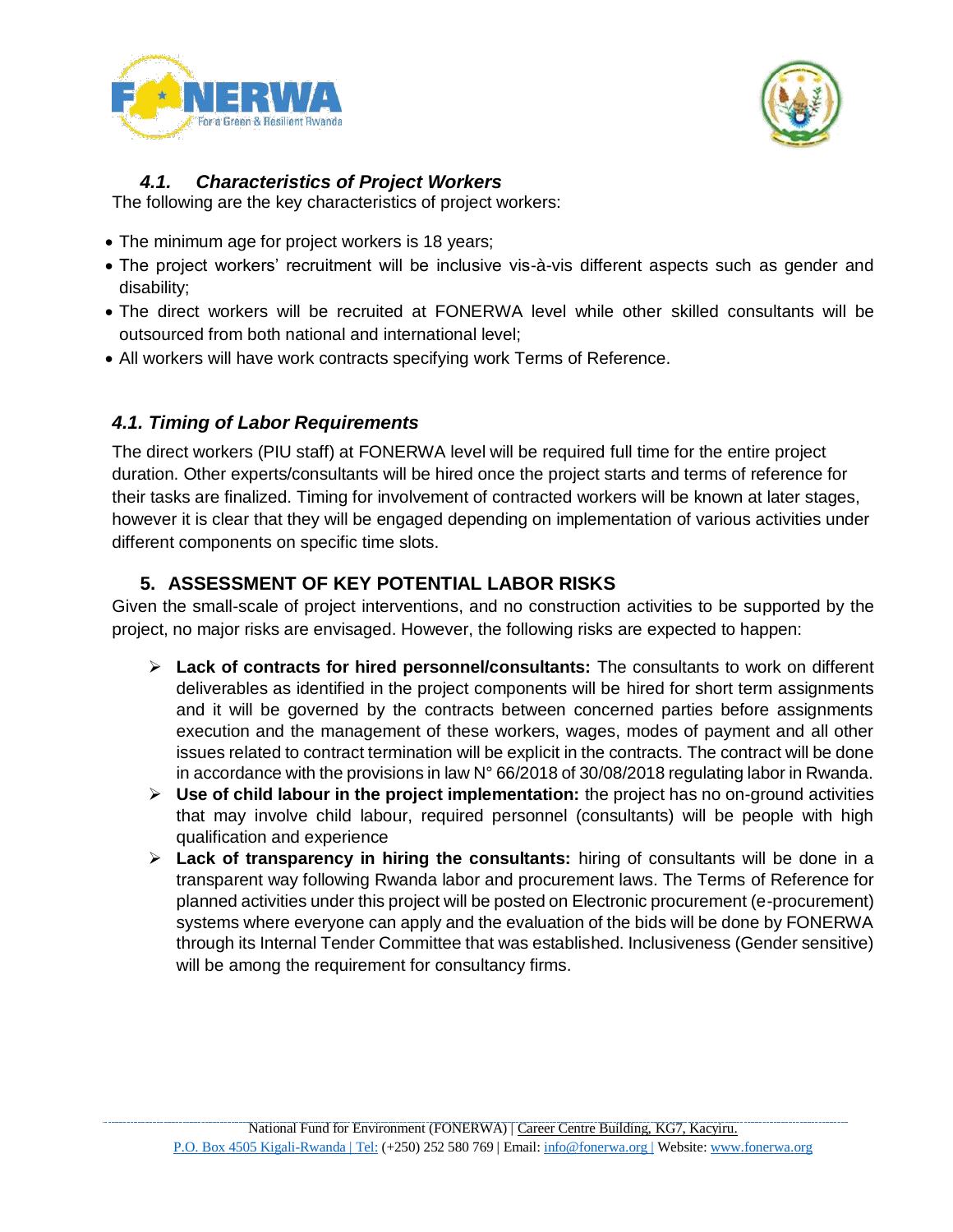### *4.1. Characteristics of Project Workers*

The following are the key characteristics of project workers:

- The minimum age for project workers is 18 years;
- The project workers' recruitment will be inclusive vis-à-vis different aspects such as gender and disability;
- The direct workers will be recruited at FONERWA level while other skilled consultants will be outsourced from both national and international level;
- All workers will have work contracts specifying work Terms of Reference.

### *4.1. Timing of Labor Requirements*

The direct workers (PIU staff) at FONERWA level will be required full time for the entire project duration. Other experts/consultants will be hired once the project starts and terms of reference for their tasks are finalized. Timing for involvement of contracted workers will be known at later stages, however it is clear that they will be engaged depending on implementation of various activities under different components on specific time slots.

## 5. ASSESSMENT OF KEY POTENTIAL LABOR RISKS

Given the small-scale of project interventions, and no construction activities to be supported by the project, no major risks are envisaged. However, the following risks are expected to happen:

- **Lack of contracts for hired personnel/consultants:** The consultants to work on different deliverables as identified in the project components will be hired for short term assignments and it will be governed by the contracts between concerned parties before assignments execution and the management of these workers, wages, modes of payment and all other issues related to contract termination will be explicit in the contracts. The contract will be done in accordance with the provisions in law N° 66/2018 of 30/08/2018 regulating labor in Rwanda.
- **Use of child labour in the project implementation:** the project has no on-ground activities that may involve child labour, required personnel (consultants) will be people with high qualification and experience
- **Lack of transparency in hiring the consultants:** hiring of consultants will be done in a transparent way following Rwanda labor and procurement laws. The Terms of Reference for planned activities under this project will be posted on Electronic procurement (e-procurement) systems where everyone can apply and the evaluation of the bids will be done by FONERWA through its Internal Tender Committee that was established. Inclusiveness (Gender sensitive) will be among the requirement for consultancy firms.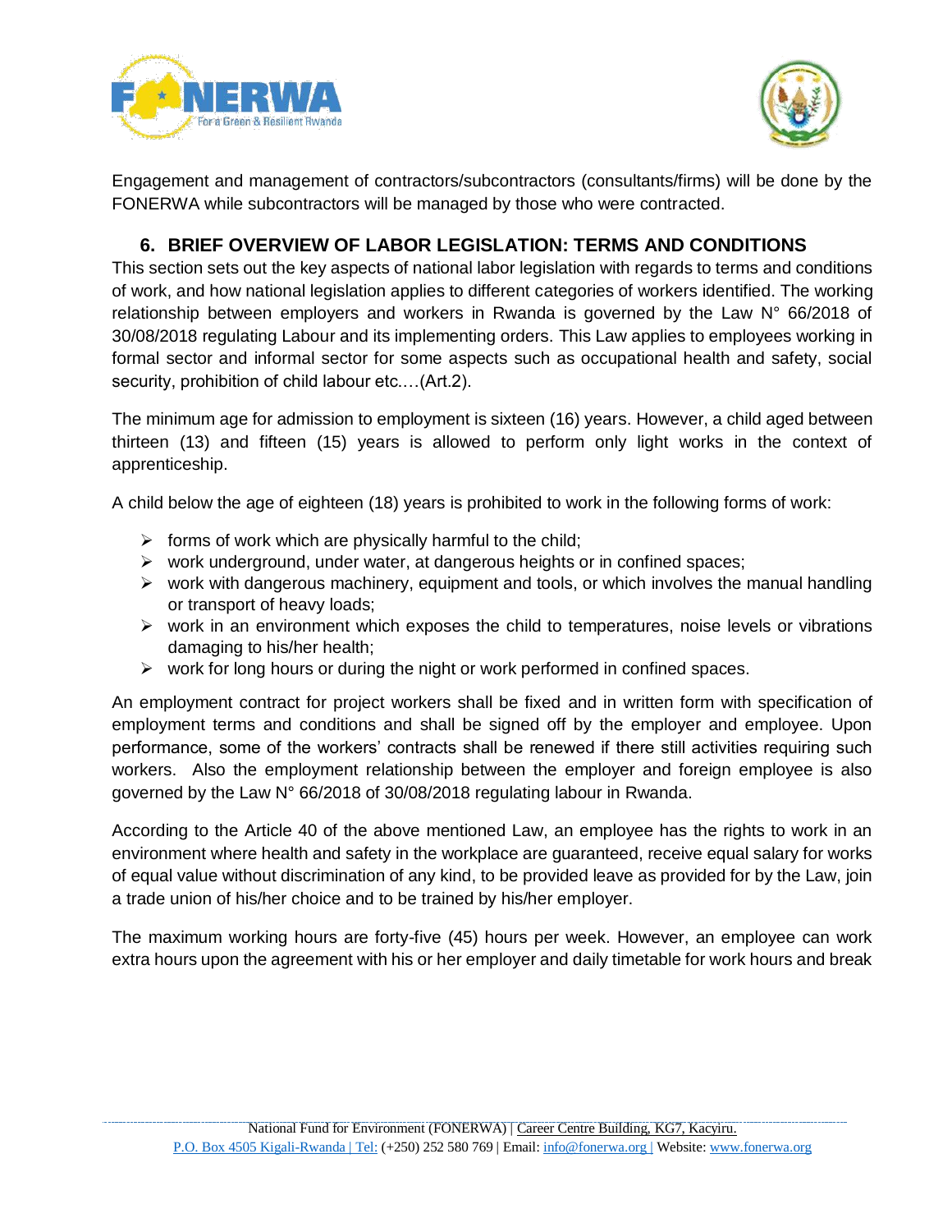Engagement and management of contractors/subcontractors (consultants/firms) will be done by the FONERWA while subcontractors will be managed by those who were contracted.

## 6. BRIEF OVERVIEW OF LABOR LEGISLATION: TERMS AND CONDITIONS

This section sets out the key aspects of national labor legislation with regards to terms and conditions of work, and how national legislation applies to different categories of workers identified. The working relationship between employers and workers in Rwanda is governed by the Law N° 66/2018 of 30/08/2018 regulating Labour and its implementing orders. This Law applies to employees working in formal sector and informal sector for some aspects such as occupational health and safety, social security, prohibition of child labour etc.…(Art.2).

The minimum age for admission to employment is sixteen (16) years. However, a child aged between thirteen (13) and fifteen (15) years is allowed to perform only light works in the context of apprenticeship.

A child below the age of eighteen (18) years is prohibited to work in the following forms of work:

- forms of work which are physically harmful to the child;
- work underground, under water, at dangerous heights or in confined spaces;
- work with dangerous machinery, equipment and tools, or which involves the manual handling or transport of heavy loads;
- work in an environment which exposes the child to temperatures, noise levels or vibrations damaging to his/her health;
- work for long hours or during the night or work performed in confined spaces.

An employment contract for project workers shall be fixed and in written form with specification of employment terms and conditions and shall be signed off by the employer and employee. Upon performance, some of the workers' contracts shall be renewed if there still activities requiring such workers. Also the employment relationship between the employer and foreign employee is also governed by the Law N° 66/2018 of 30/08/2018 regulating labour in Rwanda.

According to the Article 40 of the above mentioned Law, an employee has the rights to work in an environment where health and safety in the workplace are guaranteed, receive equal salary for works of equal value without discrimination of any kind, to be provided leave as provided for by the Law, join a trade union of his/her choice and to be trained by his/her employer.

The maximum working hours are forty-five (45) hours per week. However, an employee can work extra hours upon the agreement with his or her employer and daily timetable for work hours and break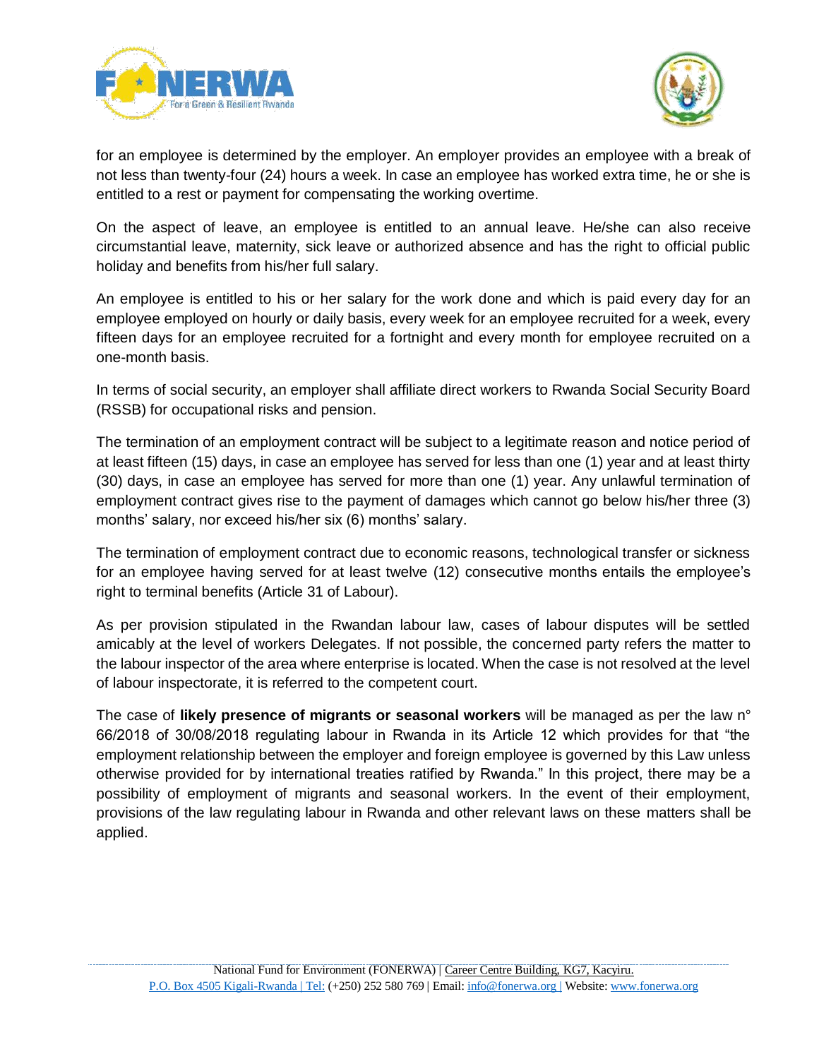for an employee is determined by the employer. An employer provides an employee with a break of not less than twenty-four (24) hours a week. In case an employee has worked extra time, he or she is entitled to a rest or payment for compensating the working overtime.

On the aspect of leave, an employee is entitled to an annual leave. He/she can also receive circumstantial leave, maternity, sick leave or authorized absence and has the right to official public holiday and benefits from his/her full salary.

An employee is entitled to his or her salary for the work done and which is paid every day for an employee employed on hourly or daily basis, every week for an employee recruited for a week, every fifteen days for an employee recruited for a fortnight and every month for employee recruited on a one-month basis.

In terms of social security, an employer shall affiliate direct workers to Rwanda Social Security Board (RSSB) for occupational risks and pension.

The termination of an employment contract will be subject to a legitimate reason and notice period of at least fifteen (15) days, in case an employee has served for less than one (1) year and at least thirty (30) days, in case an employee has served for more than one (1) year. Any unlawful termination of employment contract gives rise to the payment of damages which cannot go below his/her three (3) months' salary, nor exceed his/her six (6) months' salary.

The termination of employment contract due to economic reasons, technological transfer or sickness for an employee having served for at least twelve (12) consecutive months entails the employee's right to terminal benefits (Article 31 of Labour).

As per provision stipulated in the Rwandan labour law, cases of labour disputes will be settled amicably at the level of workers Delegates. If not possible, the concerned party refers the matter to the labour inspector of the area where enterprise is located. When the case is not resolved at the level of labour inspectorate, it is referred to the competent court.

The case of **likely presence of migrants or seasonal workers** will be managed as per the law n° 66/2018 of 30/08/2018 regulating labour in Rwanda in its Article 12 which provides for that "the employment relationship between the employer and foreign employee is governed by this Law unless otherwise provided for by international treaties ratified by Rwanda." In this project, there may be a possibility of employment of migrants and seasonal workers. In the event of their employment, provisions of the law regulating labour in Rwanda and other relevant laws on these matters shall be applied.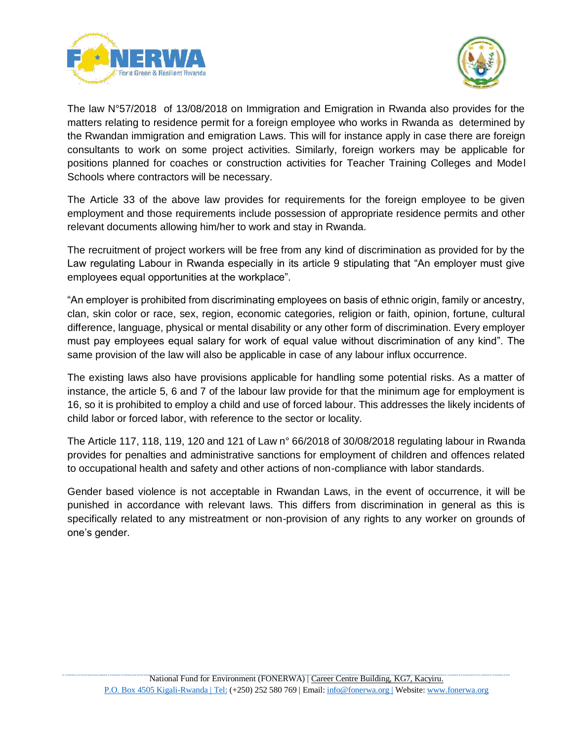The law N°57/2018 of 13/08/2018 on Immigration and Emigration in Rwanda also provides for the matters relating to residence permit for a foreign employee who works in Rwanda as determined by the Rwandan immigration and emigration Laws. This will for instance apply in case there are foreign consultants to work on some project activities. Similarly, foreign workers may be applicable for positions planned for coaches or construction activities for Teacher Training Colleges and Model Schools where contractors will be necessary.

The Article 33 of the above law provides for requirements for the foreign employee to be given employment and those requirements include possession of appropriate residence permits and other relevant documents allowing him/her to work and stay in Rwanda.

The recruitment of project workers will be free from any kind of discrimination as provided for by the Law regulating Labour in Rwanda especially in its article 9 stipulating that "An employer must give employees equal opportunities at the workplace".

"An employer is prohibited from discriminating employees on basis of ethnic origin, family or ancestry, clan, skin color or race, sex, region, economic categories, religion or faith, opinion, fortune, cultural difference, language, physical or mental disability or any other form of discrimination. Every employer must pay employees equal salary for work of equal value without discrimination of any kind". The same provision of the law will also be applicable in case of any labour influx occurrence.

The existing laws also have provisions applicable for handling some potential risks. As a matter of instance, the article 5, 6 and 7 of the labour law provide for that the minimum age for employment is 16, so it is prohibited to employ a child and use of forced labour. This addresses the likely incidents of child labor or forced labor, with reference to the sector or locality.

The Article 117, 118, 119, 120 and 121 of Law n° 66/2018 of 30/08/2018 regulating labour in Rwanda provides for penalties and administrative sanctions for employment of children and offences related to occupational health and safety and other actions of non-compliance with labor standards.

Gender based violence is not acceptable in Rwandan Laws, in the event of occurrence, it will be punished in accordance with relevant laws. This differs from discrimination in general as this is specifically related to any mistreatment or non-provision of any rights to any worker on grounds of one's gender.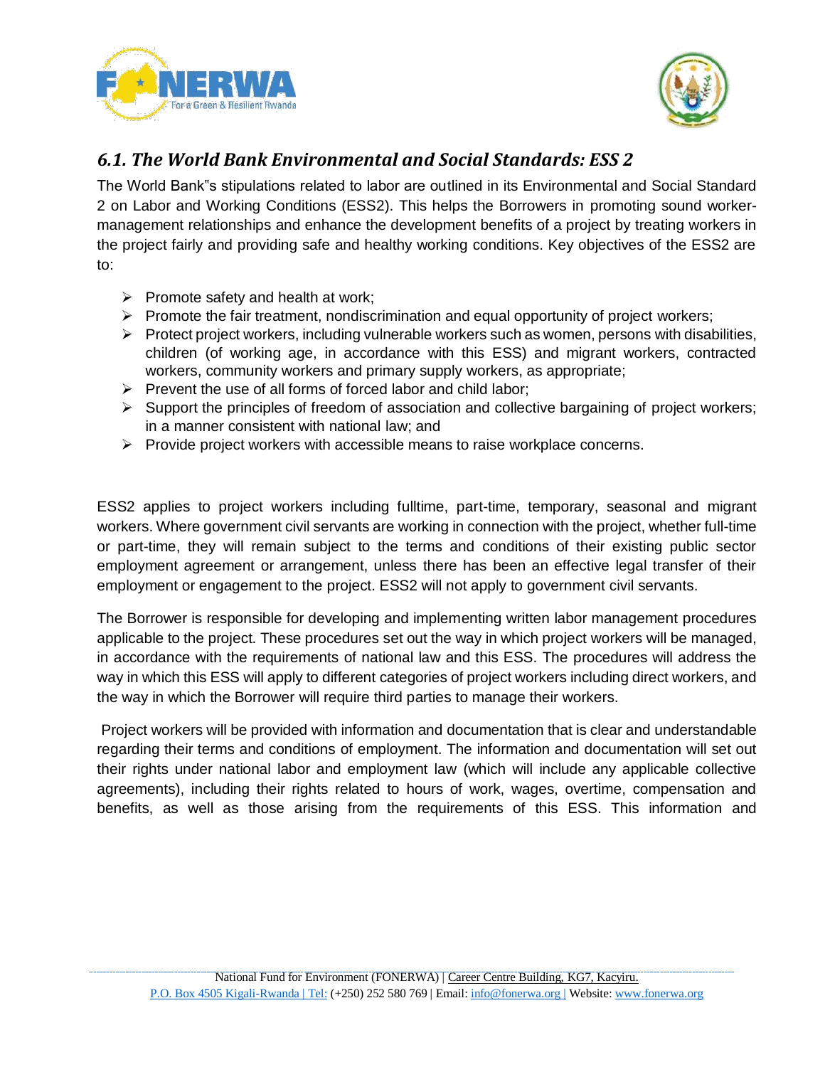## *6.1. The World Bank Environmental and Social Standards: ESS 2*

The World Bank"s stipulations related to labor are outlined in its Environmental and Social Standard 2 on Labor and Working Conditions (ESS2). This helps the Borrowers in promoting sound worker-management relationships and enhance the development benefits of a project by treating workers in the project fairly and providing safe and healthy working conditions. Key objectives of the ESS2 are to:

- Promote safety and health at work;
- Promote the fair treatment, nondiscrimination and equal opportunity of project workers;
- Protect project workers, including vulnerable workers such as women, persons with disabilities, children (of working age, in accordance with this ESS) and migrant workers, contracted workers, community workers and primary supply workers, as appropriate;
- Prevent the use of all forms of forced labor and child labor;
- Support the principles of freedom of association and collective bargaining of project workers; in a manner consistent with national law; and
- Provide project workers with accessible means to raise workplace concerns.

ESS2 applies to project workers including fulltime, part-time, temporary, seasonal and migrant workers. Where government civil servants are working in connection with the project, whether full-time or part-time, they will remain subject to the terms and conditions of their existing public sector employment agreement or arrangement, unless there has been an effective legal transfer of their employment or engagement to the project. ESS2 will not apply to government civil servants.

The Borrower is responsible for developing and implementing written labor management procedures applicable to the project. These procedures set out the way in which project workers will be managed, in accordance with the requirements of national law and this ESS. The procedures will address the way in which this ESS will apply to different categories of project workers including direct workers, and the way in which the Borrower will require third parties to manage their workers.

Project workers will be provided with information and documentation that is clear and understandable regarding their terms and conditions of employment. The information and documentation will set out their rights under national labor and employment law (which will include any applicable collective agreements), including their rights related to hours of work, wages, overtime, compensation and benefits, as well as those arising from the requirements of this ESS. This information and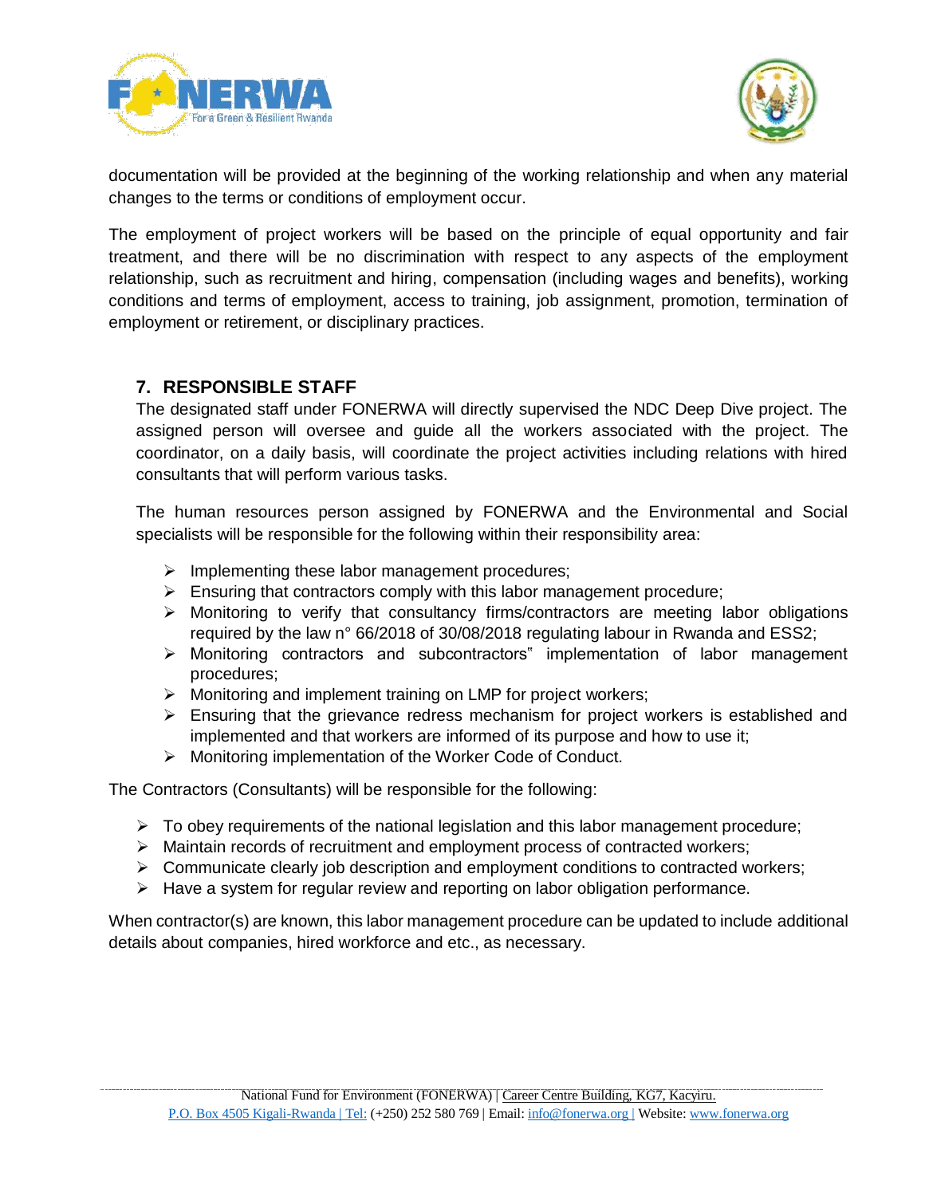documentation will be provided at the beginning of the working relationship and when any material changes to the terms or conditions of employment occur.

The employment of project workers will be based on the principle of equal opportunity and fair treatment, and there will be no discrimination with respect to any aspects of the employment relationship, such as recruitment and hiring, compensation (including wages and benefits), working conditions and terms of employment, access to training, job assignment, promotion, termination of employment or retirement, or disciplinary practices.

## 7. RESPONSIBLE STAFF

The designated staff under FONERWA will directly supervised the NDC Deep Dive project. The assigned person will oversee and guide all the workers associated with the project. The coordinator, on a daily basis, will coordinate the project activities including relations with hired consultants that will perform various tasks.

The human resources person assigned by FONERWA and the Environmental and Social specialists will be responsible for the following within their responsibility area:

- Implementing these labor management procedures;
- Ensuring that contractors comply with this labor management procedure;
- Monitoring to verify that consultancy firms/contractors are meeting labor obligations required by the law n° 66/2018 of 30/08/2018 regulating labour in Rwanda and ESS2;
- Monitoring contractors and subcontractors" implementation of labor management procedures;
- Monitoring and implement training on LMP for project workers;
- Ensuring that the grievance redress mechanism for project workers is established and implemented and that workers are informed of its purpose and how to use it;
- Monitoring implementation of the Worker Code of Conduct.

The Contractors (Consultants) will be responsible for the following:

- To obey requirements of the national legislation and this labor management procedure;
- Maintain records of recruitment and employment process of contracted workers;
- Communicate clearly job description and employment conditions to contracted workers;
- Have a system for regular review and reporting on labor obligation performance.

When contractor(s) are known, this labor management procedure can be updated to include additional details about companies, hired workforce and etc., as necessary.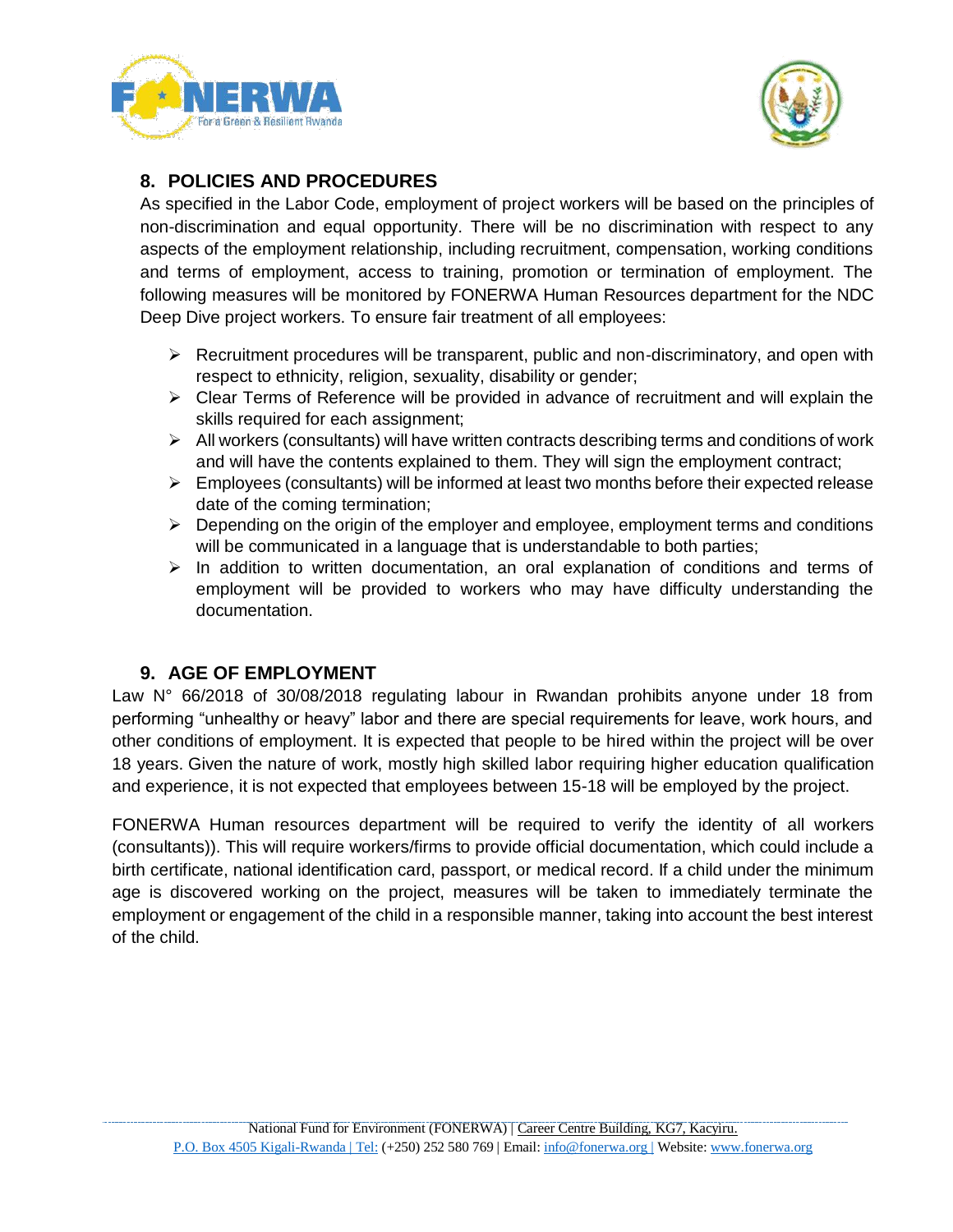## 8. POLICIES AND PROCEDURES

As specified in the Labor Code, employment of project workers will be based on the principles of non-discrimination and equal opportunity. There will be no discrimination with respect to any aspects of the employment relationship, including recruitment, compensation, working conditions and terms of employment, access to training, promotion or termination of employment. The following measures will be monitored by FONERWA Human Resources department for the NDC Deep Dive project workers. To ensure fair treatment of all employees:

- Recruitment procedures will be transparent, public and non-discriminatory, and open with respect to ethnicity, religion, sexuality, disability or gender;
- Clear Terms of Reference will be provided in advance of recruitment and will explain the skills required for each assignment;
- All workers (consultants) will have written contracts describing terms and conditions of work and will have the contents explained to them. They will sign the employment contract;
- Employees (consultants) will be informed at least two months before their expected release date of the coming termination;
- Depending on the origin of the employer and employee, employment terms and conditions will be communicated in a language that is understandable to both parties;
- In addition to written documentation, an oral explanation of conditions and terms of employment will be provided to workers who may have difficulty understanding the documentation.

## 9. AGE OF EMPLOYMENT

Law N° 66/2018 of 30/08/2018 regulating labour in Rwandan prohibits anyone under 18 from performing "unhealthy or heavy" labor and there are special requirements for leave, work hours, and other conditions of employment. It is expected that people to be hired within the project will be over 18 years. Given the nature of work, mostly high skilled labor requiring higher education qualification and experience, it is not expected that employees between 15-18 will be employed by the project.

FONERWA Human resources department will be required to verify the identity of all workers (consultants)). This will require workers/firms to provide official documentation, which could include a birth certificate, national identification card, passport, or medical record. If a child under the minimum age is discovered working on the project, measures will be taken to immediately terminate the employment or engagement of the child in a responsible manner, taking into account the best interest of the child.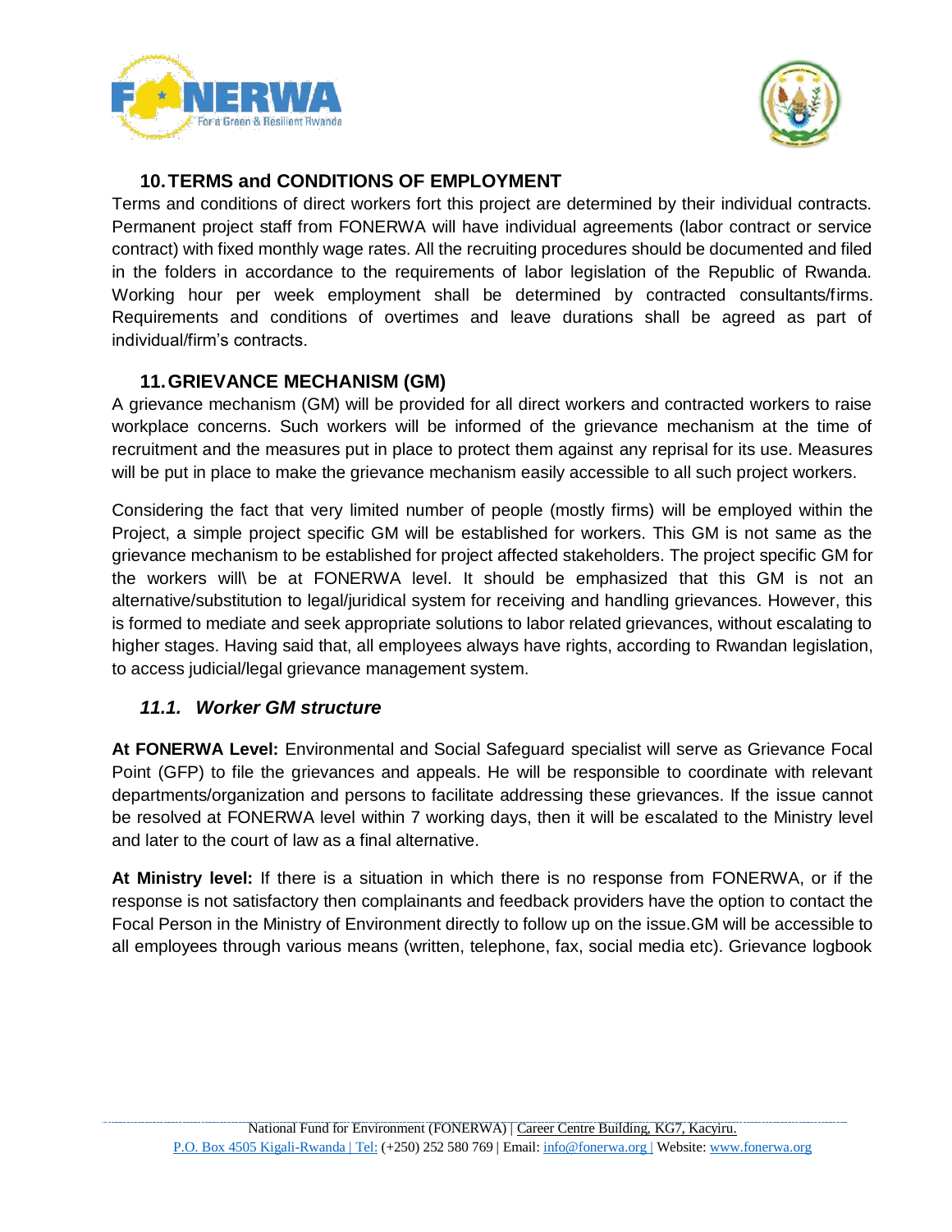## 10. TERMS and CONDITIONS OF EMPLOYMENT

Terms and conditions of direct workers fort this project are determined by their individual contracts. Permanent project staff from FONERWA will have individual agreements (labor contract or service contract) with fixed monthly wage rates. All the recruiting procedures should be documented and filed in the folders in accordance to the requirements of labor legislation of the Republic of Rwanda. Working hour per week employment shall be determined by contracted consultants/firms. Requirements and conditions of overtimes and leave durations shall be agreed as part of individual/firm's contracts.

## 11. GRIEVANCE MECHANISM (GM)

A grievance mechanism (GM) will be provided for all direct workers and contracted workers to raise workplace concerns. Such workers will be informed of the grievance mechanism at the time of recruitment and the measures put in place to protect them against any reprisal for its use. Measures will be put in place to make the grievance mechanism easily accessible to all such project workers.

Considering the fact that very limited number of people (mostly firms) will be employed within the Project, a simple project specific GM will be established for workers. This GM is not same as the grievance mechanism to be established for project affected stakeholders. The project specific GM for the workers will\ be at FONERWA level. It should be emphasized that this GM is not an alternative/substitution to legal/juridical system for receiving and handling grievances. However, this is formed to mediate and seek appropriate solutions to labor related grievances, without escalating to higher stages. Having said that, all employees always have rights, according to Rwandan legislation, to access judicial/legal grievance management system.

### *11.1. Worker GM structure*

**At FONERWA Level:** Environmental and Social Safeguard specialist will serve as Grievance Focal Point (GFP) to file the grievances and appeals. He will be responsible to coordinate with relevant departments/organization and persons to facilitate addressing these grievances. If the issue cannot be resolved at FONERWA level within 7 working days, then it will be escalated to the Ministry level and later to the court of law as a final alternative.

**At Ministry level:** If there is a situation in which there is no response from FONERWA, or if the response is not satisfactory then complainants and feedback providers have the option to contact the Focal Person in the Ministry of Environment directly to follow up on the issue.GM will be accessible to all employees through various means (written, telephone, fax, social media etc). Grievance logbook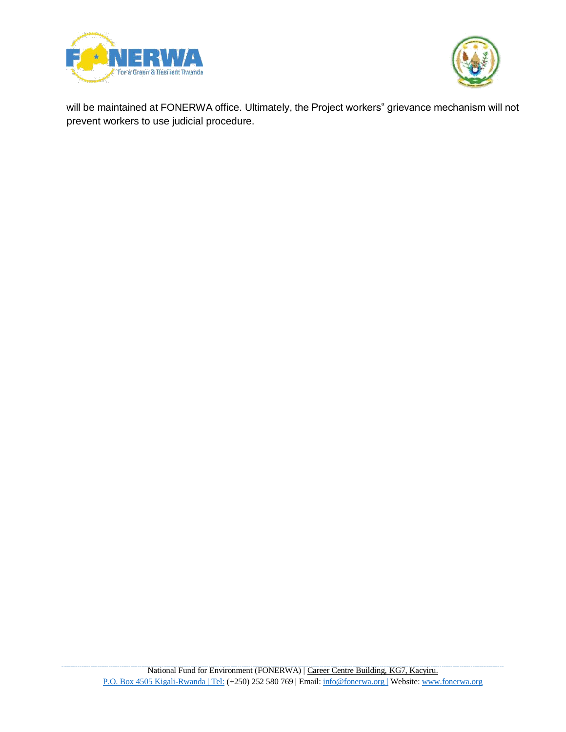will be maintained at FONERWA office. Ultimately, the Project workers" grievance mechanism will not prevent workers to use judicial procedure.